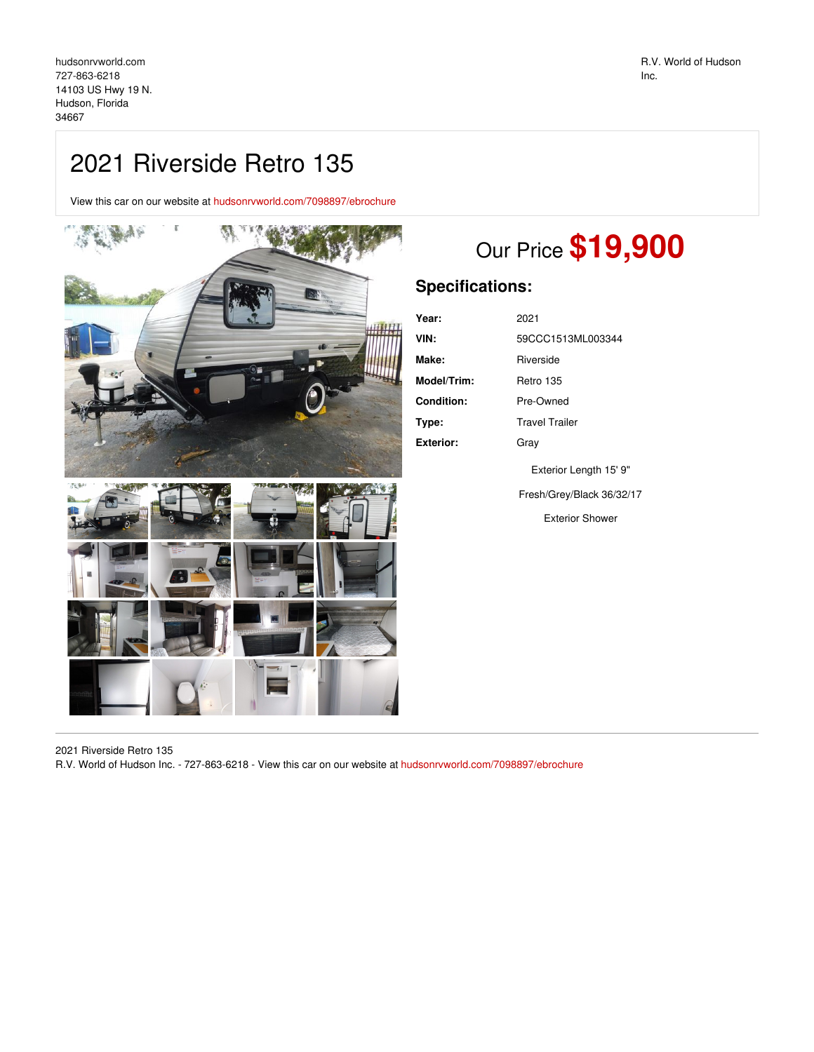hudsonrvworld.com
727-863-6218
14103 US Hwy 19 N.
Hudson, Florida
34667

R.V. World of Hudson Inc.

# 2021 Riverside Retro 135

View this car on our website at hudsonrvworld.com/7098897/ebrochure

## Our Price **$19,900**

## Specifications:

| | |
|---|---|
| **Year:** | 2021 |
| **VIN:** | 59CCC1513ML003344 |
| **Make:** | Riverside |
| **Model/Trim:** | Retro 135 |
| **Condition:** | Pre-Owned |
| **Type:** | Travel Trailer |
| **Exterior:** | Gray |

Exterior Length 15' 9"

Fresh/Grey/Black 36/32/17

Exterior Shower

2021 Riverside Retro 135
R.V. World of Hudson Inc. - 727-863-6218 - View this car on our website at hudsonrvworld.com/7098897/ebrochure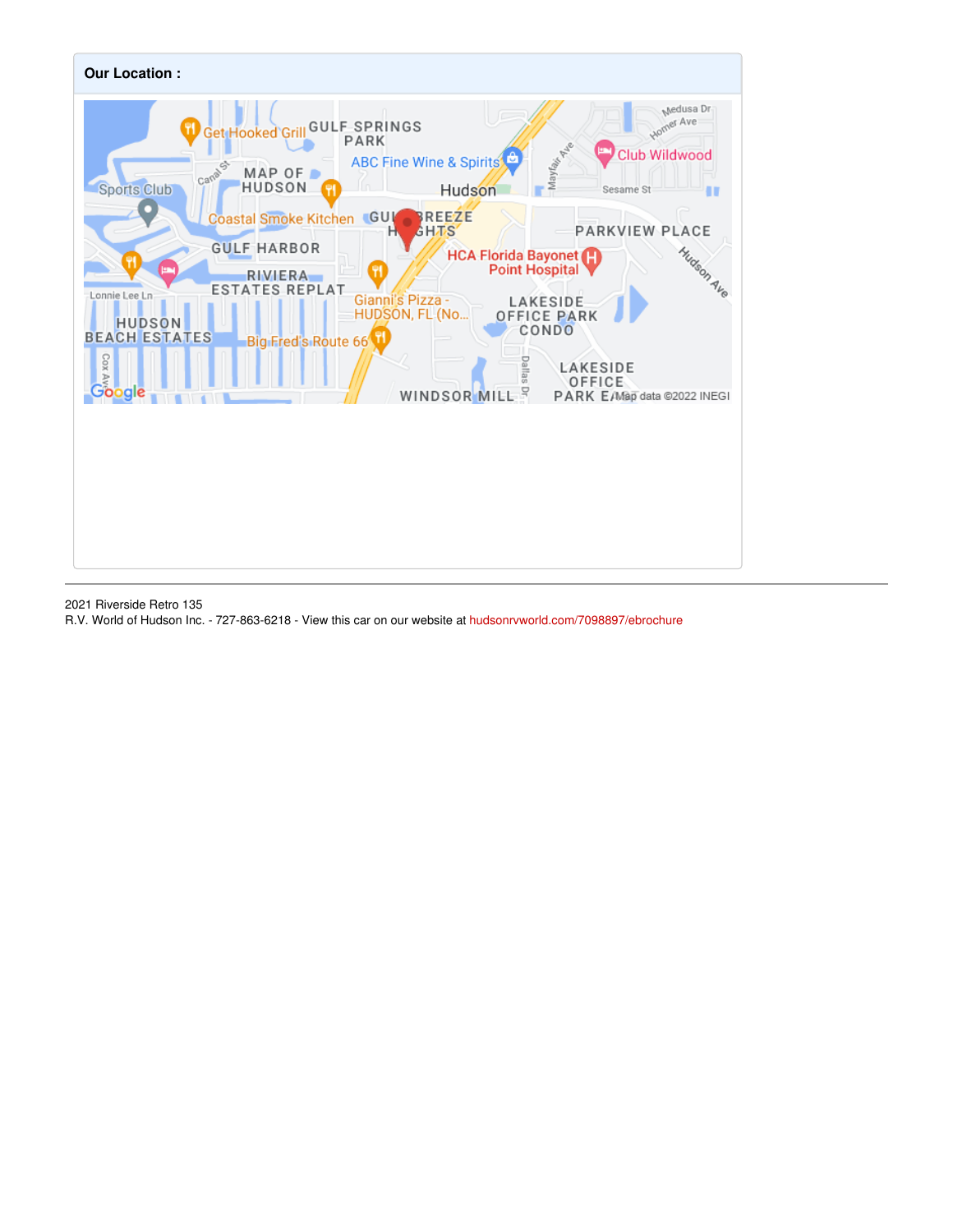**Our Location :**

2021 Riverside Retro 135

R.V. World of Hudson Inc. - 727-863-6218 - View this car on our website at hudsonrvworld.com/7098897/ebrochure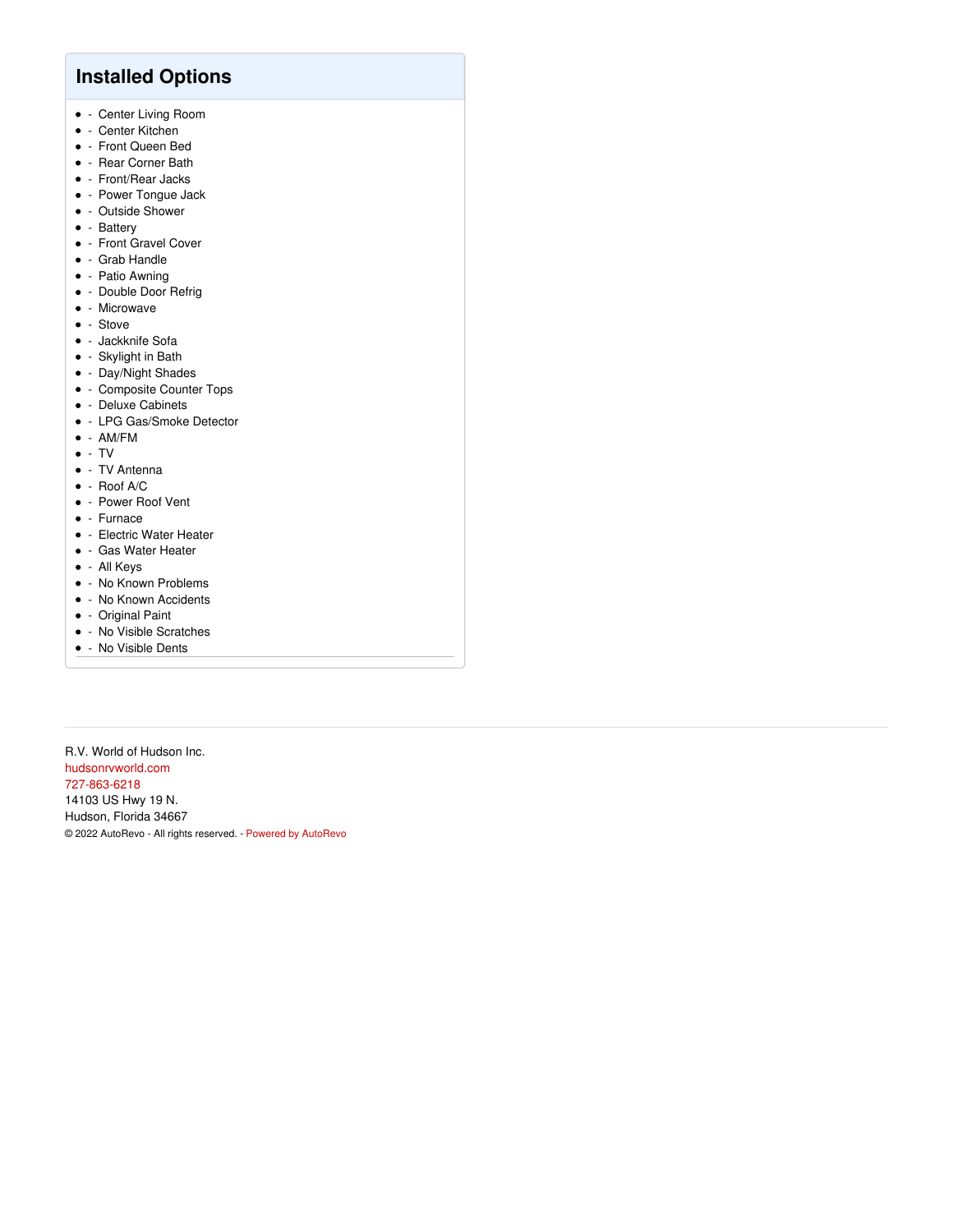## Installed Options

- - Center Living Room
- - Center Kitchen
- - Front Queen Bed
- - Rear Corner Bath
- - Front/Rear Jacks
- - Power Tongue Jack
- - Outside Shower
- - Battery
- - Front Gravel Cover
- - Grab Handle
- - Patio Awning
- - Double Door Refrig
- - Microwave
- - Stove
- - Jackknife Sofa
- - Skylight in Bath
- - Day/Night Shades
- - Composite Counter Tops
- - Deluxe Cabinets
- - LPG Gas/Smoke Detector
- - AM/FM
- - TV
- - TV Antenna
- - Roof A/C
- - Power Roof Vent
- - Furnace
- - Electric Water Heater
- - Gas Water Heater
- - All Keys
- - No Known Problems
- - No Known Accidents
- - Original Paint
- - No Visible Scratches
- - No Visible Dents

---

R.V. World of Hudson Inc.
hudsonrvworld.com
727-863-6218
14103 US Hwy 19 N.
Hudson, Florida 34667
© 2022 AutoRevo - All rights reserved. - Powered by AutoRevo